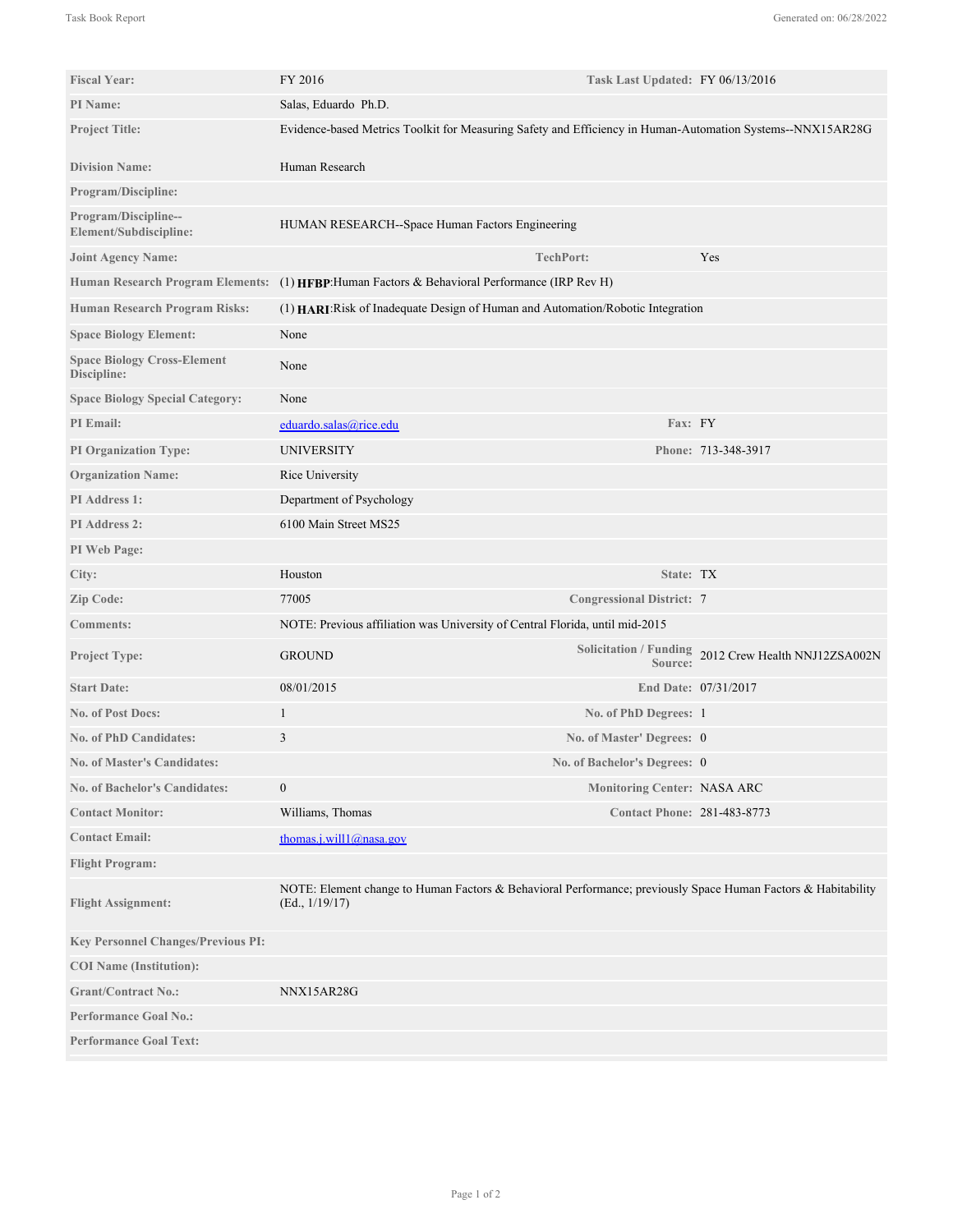| | | | |
|---|---|---|---|
| **Fiscal Year:** | FY 2016 | **Task Last Updated:** | FY 06/13/2016 |
| **PI Name:** | Salas, Eduardo Ph.D. | | |
| **Project Title:** | Evidence-based Metrics Toolkit for Measuring Safety and Efficiency in Human-Automation Systems--NNX15AR28G | | |
| **Division Name:** | Human Research | | |
| **Program/Discipline:** | | | |
| **Program/Discipline--Element/Subdiscipline:** | HUMAN RESEARCH--Space Human Factors Engineering | | |
| **Joint Agency Name:** | | **TechPort:** | Yes |
| **Human Research Program Elements:** | (1) **HFBP**:Human Factors & Behavioral Performance (IRP Rev H) | | |
| **Human Research Program Risks:** | (1) **HARI**:Risk of Inadequate Design of Human and Automation/Robotic Integration | | |
| **Space Biology Element:** | None | | |
| **Space Biology Cross-Element Discipline:** | None | | |
| **Space Biology Special Category:** | None | | |
| **PI Email:** | eduardo.salas@rice.edu | **Fax:** | FY |
| **PI Organization Type:** | UNIVERSITY | **Phone:** | 713-348-3917 |
| **Organization Name:** | Rice University | | |
| **PI Address 1:** | Department of Psychology | | |
| **PI Address 2:** | 6100 Main Street MS25 | | |
| **PI Web Page:** | | | |
| **City:** | Houston | **State:** | TX |
| **Zip Code:** | 77005 | **Congressional District:** | 7 |
| **Comments:** | NOTE: Previous affiliation was University of Central Florida, until mid-2015 | | |
| **Project Type:** | GROUND | **Solicitation / Funding Source:** | 2012 Crew Health NNJ12ZSA002N |
| **Start Date:** | 08/01/2015 | **End Date:** | 07/31/2017 |
| **No. of Post Docs:** | 1 | **No. of PhD Degrees:** | 1 |
| **No. of PhD Candidates:** | 3 | **No. of Master' Degrees:** | 0 |
| **No. of Master's Candidates:** | | **No. of Bachelor's Degrees:** | 0 |
| **No. of Bachelor's Candidates:** | 0 | **Monitoring Center:** | NASA ARC |
| **Contact Monitor:** | Williams, Thomas | **Contact Phone:** | 281-483-8773 |
| **Contact Email:** | thomas.j.will1@nasa.gov | | |
| **Flight Program:** | | | |
| **Flight Assignment:** | NOTE: Element change to Human Factors & Behavioral Performance; previously Space Human Factors & Habitability (Ed., 1/19/17) | | |
| **Key Personnel Changes/Previous PI:** | | | |
| **COI Name (Institution):** | | | |
| **Grant/Contract No.:** | NNX15AR28G | | |
| **Performance Goal No.:** | | | |
| **Performance Goal Text:** | | | |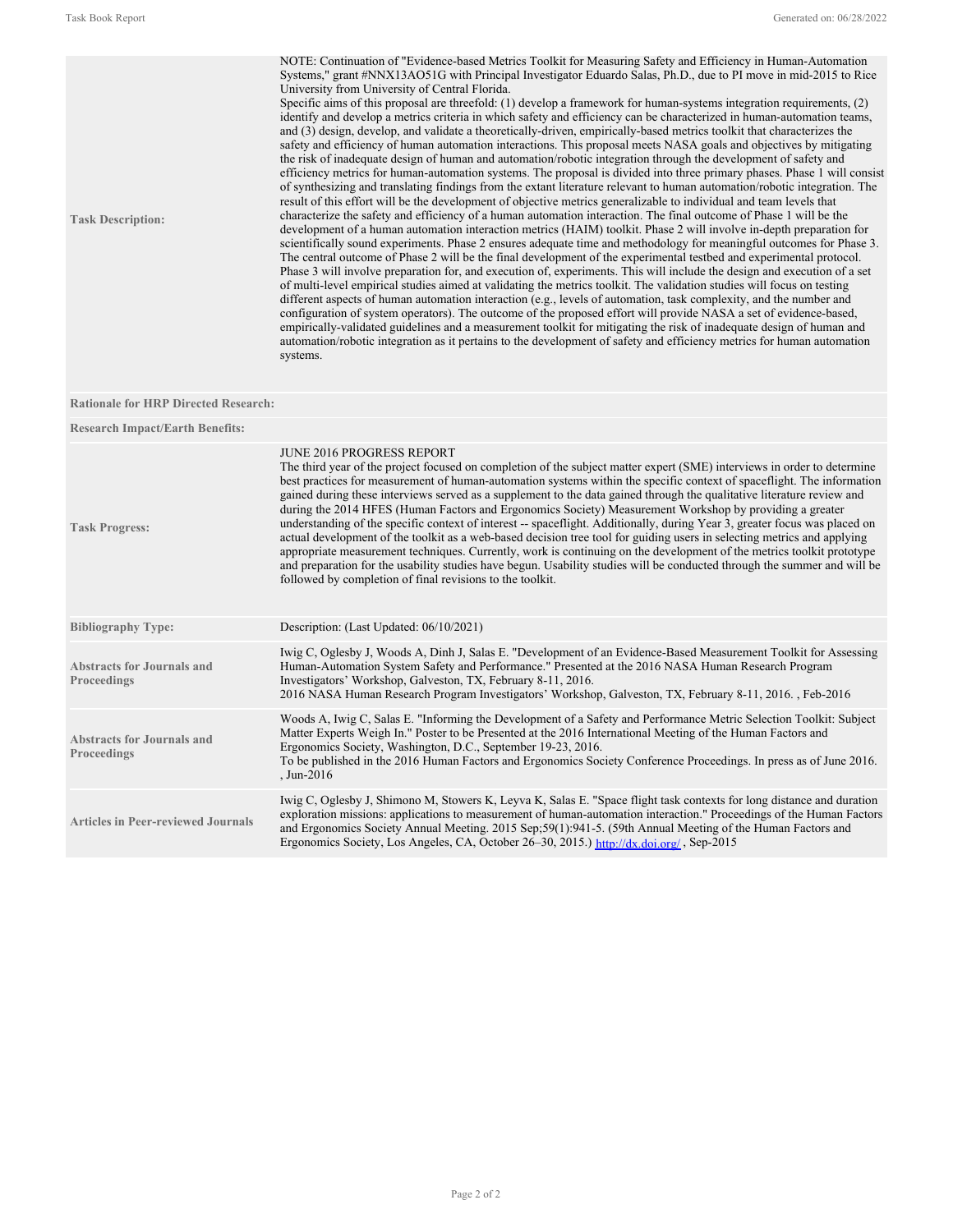| | |
|---|---|
| **Task Description:** | NOTE: Continuation of "Evidence-based Metrics Toolkit for Measuring Safety and Efficiency in Human-Automation Systems," grant #NNX13AO51G with Principal Investigator Eduardo Salas, Ph.D., due to PI move in mid-2015 to Rice University from University of Central Florida.<br>Specific aims of this proposal are threefold: (1) develop a framework for human-systems integration requirements, (2) identify and develop a metrics criteria in which safety and efficiency can be characterized in human-automation teams, and (3) design, develop, and validate a theoretically-driven, empirically-based metrics toolkit that characterizes the safety and efficiency of human automation interactions. This proposal meets NASA goals and objectives by mitigating the risk of inadequate design of human and automation/robotic integration through the development of safety and efficiency metrics for human-automation systems. The proposal is divided into three primary phases. Phase 1 will consist of synthesizing and translating findings from the extant literature relevant to human automation/robotic integration. The result of this effort will be the development of objective metrics generalizable to individual and team levels that characterize the safety and efficiency of a human automation interaction. The final outcome of Phase 1 will be the development of a human automation interaction metrics (HAIM) toolkit. Phase 2 will involve in-depth preparation for scientifically sound experiments. Phase 2 ensures adequate time and methodology for meaningful outcomes for Phase 3. The central outcome of Phase 2 will be the final development of the experimental testbed and experimental protocol. Phase 3 will involve preparation for, and execution of, experiments. This will include the design and execution of a set of multi-level empirical studies aimed at validating the metrics toolkit. The validation studies will focus on testing different aspects of human automation interaction (e.g., levels of automation, task complexity, and the number and configuration of system operators). The outcome of the proposed effort will provide NASA a set of evidence-based, empirically-validated guidelines and a measurement toolkit for mitigating the risk of inadequate design of human and automation/robotic integration as it pertains to the development of safety and efficiency metrics for human automation systems. |
| **Rationale for HRP Directed Research:** | |
| **Research Impact/Earth Benefits:** | |
| **Task Progress:** | JUNE 2016 PROGRESS REPORT<br>The third year of the project focused on completion of the subject matter expert (SME) interviews in order to determine best practices for measurement of human-automation systems within the specific context of spaceflight. The information gained during these interviews served as a supplement to the data gained through the qualitative literature review and during the 2014 HFES (Human Factors and Ergonomics Society) Measurement Workshop by providing a greater understanding of the specific context of interest -- spaceflight. Additionally, during Year 3, greater focus was placed on actual development of the toolkit as a web-based decision tree tool for guiding users in selecting metrics and applying appropriate measurement techniques. Currently, work is continuing on the development of the metrics toolkit prototype and preparation for the usability studies have begun. Usability studies will be conducted through the summer and will be followed by completion of final revisions to the toolkit. |
| **Bibliography Type:** | Description: (Last Updated: 06/10/2021) |
| **Abstracts for Journals and Proceedings** | Iwig C, Oglesby J, Woods A, Dinh J, Salas E. "Development of an Evidence-Based Measurement Toolkit for Assessing Human-Automation System Safety and Performance." Presented at the 2016 NASA Human Research Program Investigators' Workshop, Galveston, TX, February 8-11, 2016.<br>2016 NASA Human Research Program Investigators' Workshop, Galveston, TX, February 8-11, 2016. , Feb-2016 |
| **Abstracts for Journals and Proceedings** | Woods A, Iwig C, Salas E. "Informing the Development of a Safety and Performance Metric Selection Toolkit: Subject Matter Experts Weigh In." Poster to be Presented at the 2016 International Meeting of the Human Factors and Ergonomics Society, Washington, D.C., September 19-23, 2016.<br>To be published in the 2016 Human Factors and Ergonomics Society Conference Proceedings. In press as of June 2016. , Jun-2016 |
| **Articles in Peer-reviewed Journals** | Iwig C, Oglesby J, Shimono M, Stowers K, Leyva K, Salas E. "Space flight task contexts for long distance and duration exploration missions: applications to measurement of human-automation interaction." Proceedings of the Human Factors and Ergonomics Society Annual Meeting. 2015 Sep;59(1):941-5. (59th Annual Meeting of the Human Factors and Ergonomics Society, Los Angeles, CA, October 26–30, 2015.) http://dx.doi.org/ , Sep-2015 |